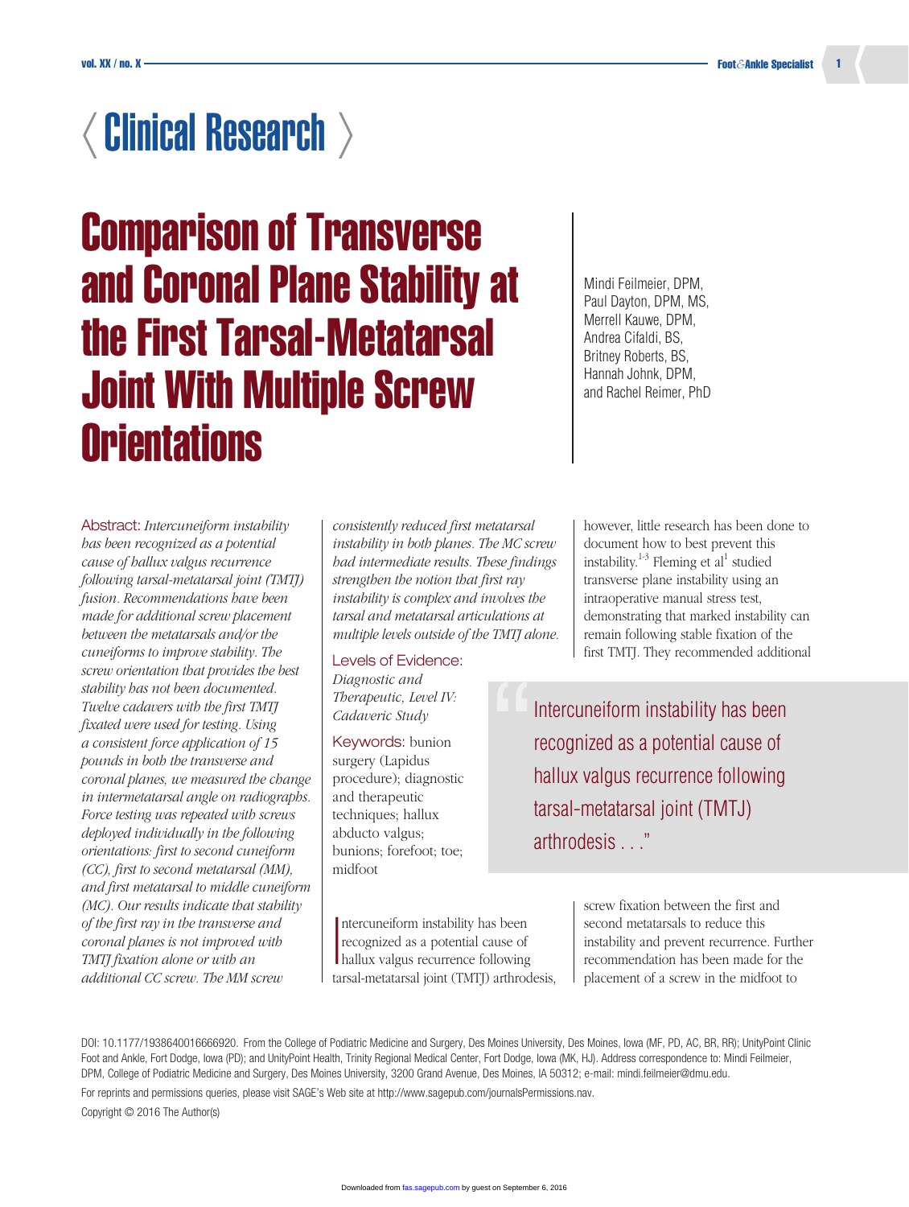Clinical Research

# Comparison of Transverse and Coronal Plane Stability at the First Tarsal-Metatarsal Joint With Multiple Screw Orientations

Mindi Feilmeier, DPM, Paul Dayton, DPM, MS, Merrell Kauwe, DPM, Andrea Cifaldi, BS, Britney Roberts, BS, Hannah Johnk, DPM, and Rachel Reimer, PhD

**Abstract:** *Intercuneiform instability has been recognized as a potential cause of hallux valgus recurrence following tarsal-metatarsal joint (TMTJ) fusion. Recommendations have been made for additional screw placement between the metatarsals and/or the cuneiforms to improve stability. The screw orientation that provides the best stability has not been documented. Twelve cadavers with the first TMTJ fixated were used for testing. Using a consistent force application of 15 pounds in both the transverse and coronal planes, we measured the change in intermetatarsal angle on radiographs. Force testing was repeated with screws deployed individually in the following orientations: first to second cuneiform (CC), first to second metatarsal (MM), and first metatarsal to middle cuneiform (MC). Our results indicate that stability of the first ray in the transverse and coronal planes is not improved with TMTJ fixation alone or with an additional CC screw. The MM screw consistently reduced first metatarsal instability in both planes. The MC screw had intermediate results. These findings strengthen the notion that first ray instability is complex and involves the tarsal and metatarsal articulations at multiple levels outside of the TMTJ alone.*

**Levels of Evidence:** *Diagnostic and Therapeutic, Level IV: Cadaveric Study*

**Keywords:** bunion surgery (Lapidus procedure); diagnostic and therapeutic techniques; hallux abducto valgus; bunions; forefoot; toe; midfoot

> "Intercuneiform instability has been recognized as a potential cause of hallux valgus recurrence following tarsal-metatarsal joint (TMTJ) arthrodesis . . ."

Intercuneiform instability has been recognized as a potential cause of hallux valgus recurrence following tarsal-metatarsal joint (TMTJ) arthrodesis, however, little research has been done to document how to best prevent this instability.[1-3] Fleming et al[1] studied transverse plane instability using an intraoperative manual stress test, demonstrating that marked instability can remain following stable fixation of the first TMTJ. They recommended additional screw fixation between the first and second metatarsals to reduce this instability and prevent recurrence. Further recommendation has been made for the placement of a screw in the midfoot to

DOI: 10.1177/1938640016666920. From the College of Podiatric Medicine and Surgery, Des Moines University, Des Moines, Iowa (MF, PD, AC, BR, RR); UnityPoint Clinic Foot and Ankle, Fort Dodge, Iowa (PD); and UnityPoint Health, Trinity Regional Medical Center, Fort Dodge, Iowa (MK, HJ). Address correspondence to: Mindi Feilmeier, DPM, College of Podiatric Medicine and Surgery, Des Moines University, 3200 Grand Avenue, Des Moines, IA 50312; e-mail: mindi.feilmeier@dmu.edu.

For reprints and permissions queries, please visit SAGE's Web site at http://www.sagepub.com/journalsPermissions.nav.

Copyright © 2016 The Author(s)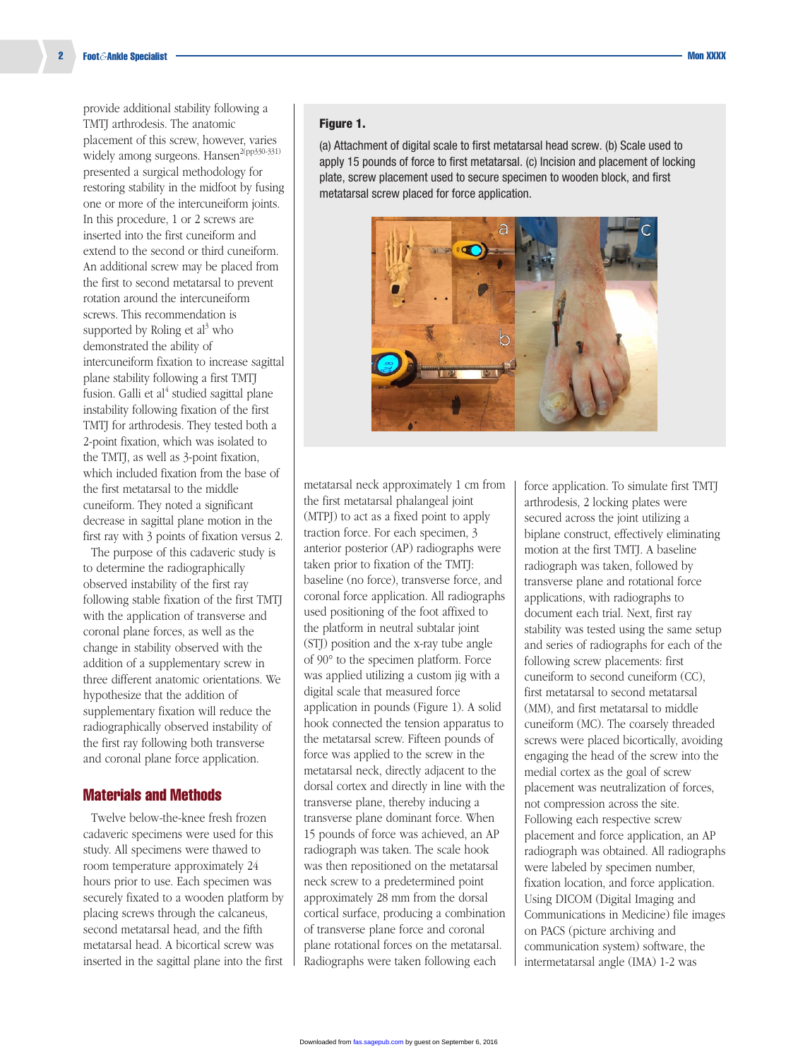provide additional stability following a TMTJ arthrodesis. The anatomic placement of this screw, however, varies widely among surgeons. Hansen[2(pp330-331)] presented a surgical methodology for restoring stability in the midfoot by fusing one or more of the intercuneiform joints. In this procedure, 1 or 2 screws are inserted into the first cuneiform and extend to the second or third cuneiform. An additional screw may be placed from the first to second metatarsal to prevent rotation around the intercuneiform screws. This recommendation is supported by Roling et al[3] who demonstrated the ability of intercuneiform fixation to increase sagittal plane stability following a first TMTJ fusion. Galli et al[4] studied sagittal plane instability following fixation of the first TMTJ for arthrodesis. They tested both a 2-point fixation, which was isolated to the TMTJ, as well as 3-point fixation, which included fixation from the base of the first metatarsal to the middle cuneiform. They noted a significant decrease in sagittal plane motion in the first ray with 3 points of fixation versus 2.

The purpose of this cadaveric study is to determine the radiographically observed instability of the first ray following stable fixation of the first TMTJ with the application of transverse and coronal plane forces, as well as the change in stability observed with the addition of a supplementary screw in three different anatomic orientations. We hypothesize that the addition of supplementary fixation will reduce the radiographically observed instability of the first ray following both transverse and coronal plane force application.

**Figure 1.**

(a) Attachment of digital scale to first metatarsal head screw. (b) Scale used to apply 15 pounds of force to first metatarsal. (c) Incision and placement of locking plate, screw placement used to secure specimen to wooden block, and first metatarsal screw placed for force application.

## Materials and Methods

Twelve below-the-knee fresh frozen cadaveric specimens were used for this study. All specimens were thawed to room temperature approximately 24 hours prior to use. Each specimen was securely fixated to a wooden platform by placing screws through the calcaneus, second metatarsal head, and the fifth metatarsal head. A bicortical screw was inserted in the sagittal plane into the first metatarsal neck approximately 1 cm from the first metatarsal phalangeal joint (MTPJ) to act as a fixed point to apply traction force. For each specimen, 3 anterior posterior (AP) radiographs were taken prior to fixation of the TMTJ: baseline (no force), transverse force, and coronal force application. All radiographs used positioning of the foot affixed to the platform in neutral subtalar joint (STJ) position and the x-ray tube angle of 90° to the specimen platform. Force was applied utilizing a custom jig with a digital scale that measured force application in pounds (Figure 1). A solid hook connected the tension apparatus to the metatarsal screw. Fifteen pounds of force was applied to the screw in the metatarsal neck, directly adjacent to the dorsal cortex and directly in line with the transverse plane, thereby inducing a transverse plane dominant force. When 15 pounds of force was achieved, an AP radiograph was taken. The scale hook was then repositioned on the metatarsal neck screw to a predetermined point approximately 28 mm from the dorsal cortical surface, producing a combination of transverse plane force and coronal plane rotational forces on the metatarsal. Radiographs were taken following each force application. To simulate first TMTJ arthrodesis, 2 locking plates were secured across the joint utilizing a biplane construct, effectively eliminating motion at the first TMTJ. A baseline radiograph was taken, followed by transverse plane and rotational force applications, with radiographs to document each trial. Next, first ray stability was tested using the same setup and series of radiographs for each of the following screw placements: first cuneiform to second cuneiform (CC), first metatarsal to second metatarsal (MM), and first metatarsal to middle cuneiform (MC). The coarsely threaded screws were placed bicortically, avoiding engaging the head of the screw into the medial cortex as the goal of screw placement was neutralization of forces, not compression across the site. Following each respective screw placement and force application, an AP radiograph was obtained. All radiographs were labeled by specimen number, fixation location, and force application. Using DICOM (Digital Imaging and Communications in Medicine) file images on PACS (picture archiving and communication system) software, the intermetatarsal angle (IMA) 1-2 was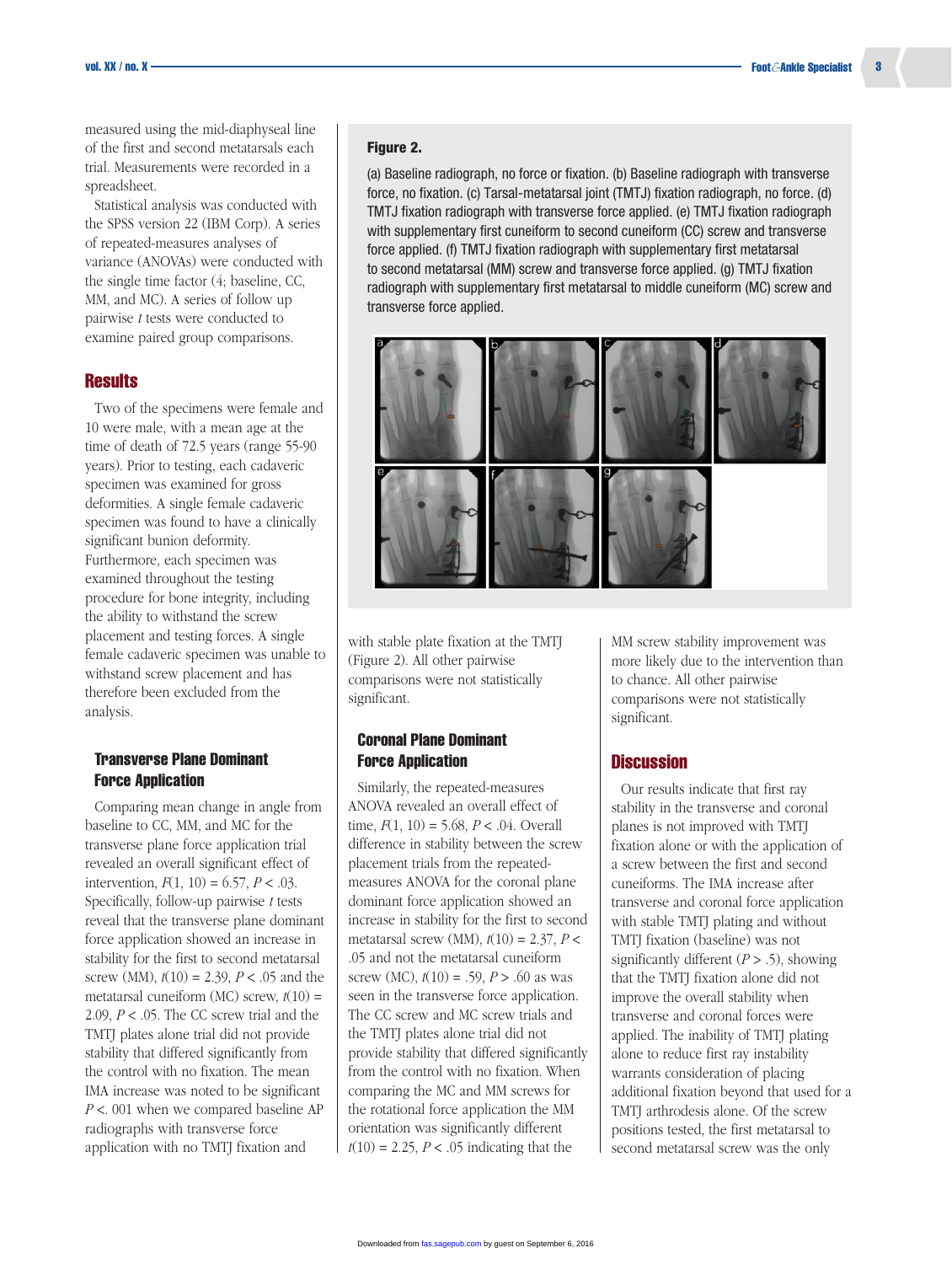measured using the mid-diaphyseal line of the first and second metatarsals each trial. Measurements were recorded in a spreadsheet.

Statistical analysis was conducted with the SPSS version 22 (IBM Corp). A series of repeated-measures analyses of variance (ANOVAs) were conducted with the single time factor (4; baseline, CC, MM, and MC). A series of follow up pairwise *t* tests were conducted to examine paired group comparisons.

## Results

Two of the specimens were female and 10 were male, with a mean age at the time of death of 72.5 years (range 55-90 years). Prior to testing, each cadaveric specimen was examined for gross deformities. A single female cadaveric specimen was found to have a clinically significant bunion deformity. Furthermore, each specimen was examined throughout the testing procedure for bone integrity, including the ability to withstand the screw placement and testing forces. A single female cadaveric specimen was unable to withstand screw placement and has therefore been excluded from the analysis.

### Transverse Plane Dominant Force Application

Comparing mean change in angle from baseline to CC, MM, and MC for the transverse plane force application trial revealed an overall significant effect of intervention, $F(1, 10) = 6.57$, $P < .03$. Specifically, follow-up pairwise *t* tests reveal that the transverse plane dominant force application showed an increase in stability for the first to second metatarsal screw (MM), $t(10) = 2.39$, $P < .05$ and the metatarsal cuneiform (MC) screw, $t(10) = 2.09$, $P < .05$. The CC screw trial and the TMTJ plates alone trial did not provide stability that differed significantly from the control with no fixation. The mean IMA increase was noted to be significant $P < .001$ when we compared baseline AP radiographs with transverse force application with no TMTJ fixation and with stable plate fixation at the TMTJ (Figure 2). All other pairwise comparisons were not statistically significant.

**Figure 2.**

(a) Baseline radiograph, no force or fixation. (b) Baseline radiograph with transverse force, no fixation. (c) Tarsal-metatarsal joint (TMTJ) fixation radiograph, no force. (d) TMTJ fixation radiograph with transverse force applied. (e) TMTJ fixation radiograph with supplementary first cuneiform to second cuneiform (CC) screw and transverse force applied. (f) TMTJ fixation radiograph with supplementary first metatarsal to second metatarsal (MM) screw and transverse force applied. (g) TMTJ fixation radiograph with supplementary first metatarsal to middle cuneiform (MC) screw and transverse force applied.

### Coronal Plane Dominant Force Application

Similarly, the repeated-measures ANOVA revealed an overall effect of time, $F(1, 10) = 5.68$, $P < .04$. Overall difference in stability between the screw placement trials from the repeated-measures ANOVA for the coronal plane dominant force application showed an increase in stability for the first to second metatarsal screw (MM), $t(10) = 2.37$, $P < .05$ and not the metatarsal cuneiform screw (MC), $t(10) = .59$, $P > .60$ as was seen in the transverse force application. The CC screw and MC screw trials and the TMTJ plates alone trial did not provide stability that differed significantly from the control with no fixation. When comparing the MC and MM screws for the rotational force application the MM orientation was significantly different $t(10) = 2.25$, $P < .05$ indicating that the MM screw stability improvement was more likely due to the intervention than to chance. All other pairwise comparisons were not statistically significant.

## Discussion

Our results indicate that first ray stability in the transverse and coronal planes is not improved with TMTJ fixation alone or with the application of a screw between the first and second cuneiforms. The IMA increase after transverse and coronal force application with stable TMTJ plating and without TMTJ fixation (baseline) was not significantly different ($P > .5$), showing that the TMTJ fixation alone did not improve the overall stability when transverse and coronal forces were applied. The inability of TMTJ plating alone to reduce first ray instability warrants consideration of placing additional fixation beyond that used for a TMTJ arthrodesis alone. Of the screw positions tested, the first metatarsal to second metatarsal screw was the only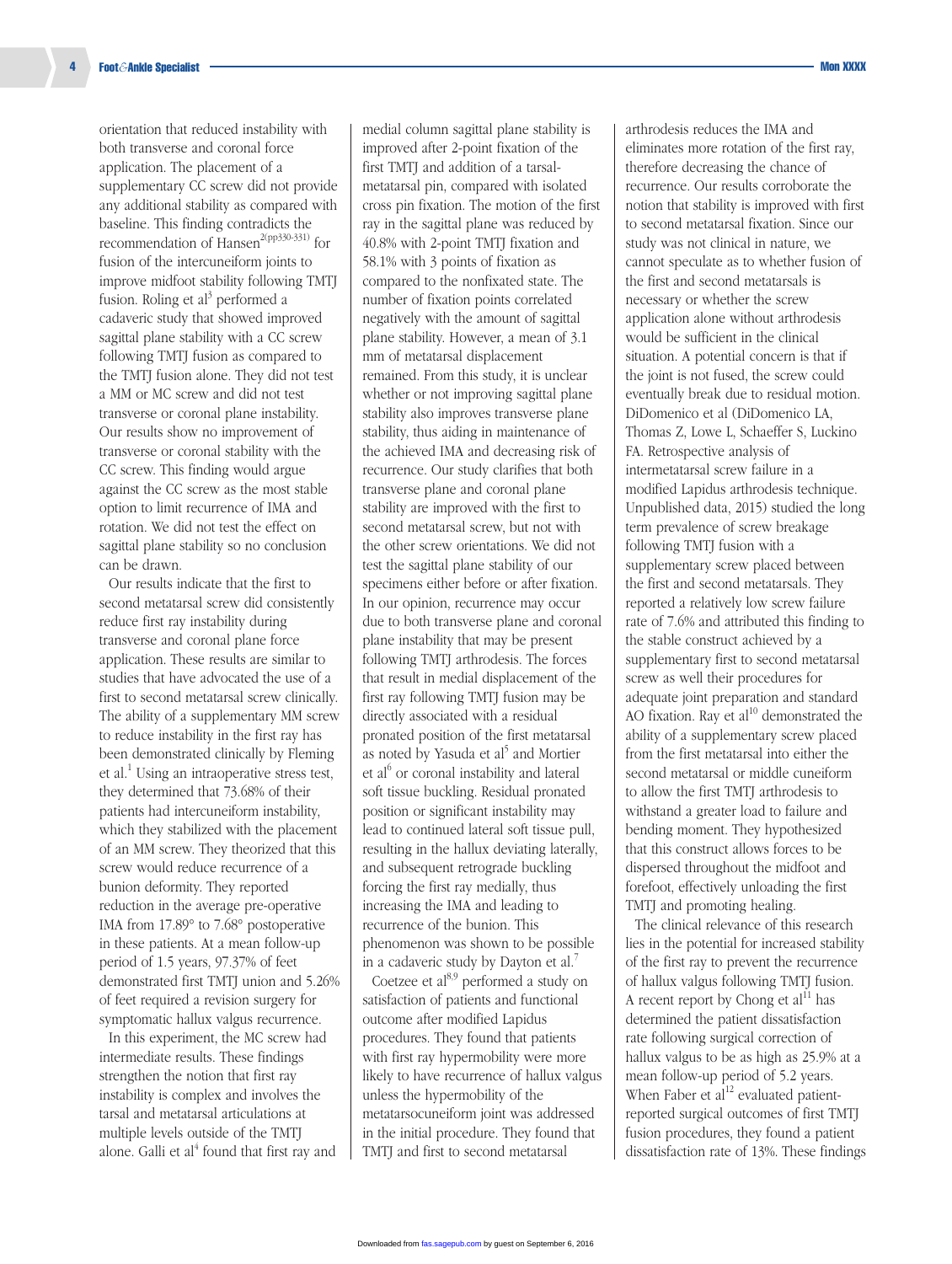orientation that reduced instability with both transverse and coronal force application. The placement of a supplementary CC screw did not provide any additional stability as compared with baseline. This finding contradicts the recommendation of Hansen[2(pp330-331)] for fusion of the intercuneiform joints to improve midfoot stability following TMTJ fusion. Roling et al[3] performed a cadaveric study that showed improved sagittal plane stability with a CC screw following TMTJ fusion as compared to the TMTJ fusion alone. They did not test a MM or MC screw and did not test transverse or coronal plane instability. Our results show no improvement of transverse or coronal stability with the CC screw. This finding would argue against the CC screw as the most stable option to limit recurrence of IMA and rotation. We did not test the effect on sagittal plane stability so no conclusion can be drawn.

Our results indicate that the first to second metatarsal screw did consistently reduce first ray instability during transverse and coronal plane force application. These results are similar to studies that have advocated the use of a first to second metatarsal screw clinically. The ability of a supplementary MM screw to reduce instability in the first ray has been demonstrated clinically by Fleming et al.[1] Using an intraoperative stress test, they determined that 73.68% of their patients had intercuneiform instability, which they stabilized with the placement of an MM screw. They theorized that this screw would reduce recurrence of a bunion deformity. They reported reduction in the average pre-operative IMA from 17.89° to 7.68° postoperative in these patients. At a mean follow-up period of 1.5 years, 97.37% of feet demonstrated first TMTJ union and 5.26% of feet required a revision surgery for symptomatic hallux valgus recurrence.

In this experiment, the MC screw had intermediate results. These findings strengthen the notion that first ray instability is complex and involves the tarsal and metatarsal articulations at multiple levels outside of the TMTJ alone. Galli et al[4] found that first ray and medial column sagittal plane stability is improved after 2-point fixation of the first TMTJ and addition of a tarsal-metatarsal pin, compared with isolated cross pin fixation. The motion of the first ray in the sagittal plane was reduced by 40.8% with 2-point TMTJ fixation and 58.1% with 3 points of fixation as compared to the nonfixated state. The number of fixation points correlated negatively with the amount of sagittal plane stability. However, a mean of 3.1 mm of metatarsal displacement remained. From this study, it is unclear whether or not improving sagittal plane stability also improves transverse plane stability, thus aiding in maintenance of the achieved IMA and decreasing risk of recurrence. Our study clarifies that both transverse plane and coronal plane stability are improved with the first to second metatarsal screw, but not with the other screw orientations. We did not test the sagittal plane stability of our specimens either before or after fixation. In our opinion, recurrence may occur due to both transverse plane and coronal plane instability that may be present following TMTJ arthrodesis. The forces that result in medial displacement of the first ray following TMTJ fusion may be directly associated with a residual pronated position of the first metatarsal as noted by Yasuda et al[5] and Mortier et al[6] or coronal instability and lateral soft tissue buckling. Residual pronated position or significant instability may lead to continued lateral soft tissue pull, resulting in the hallux deviating laterally, and subsequent retrograde buckling forcing the first ray medially, thus increasing the IMA and leading to recurrence of the bunion. This phenomenon was shown to be possible in a cadaveric study by Dayton et al.[7]

Coetzee et al[8,9] performed a study on satisfaction of patients and functional outcome after modified Lapidus procedures. They found that patients with first ray hypermobility were more likely to have recurrence of hallux valgus unless the hypermobility of the metatarsocuneiform joint was addressed in the initial procedure. They found that TMTJ and first to second metatarsal arthrodesis reduces the IMA and eliminates more rotation of the first ray, therefore decreasing the chance of recurrence. Our results corroborate the notion that stability is improved with first to second metatarsal fixation. Since our study was not clinical in nature, we cannot speculate as to whether fusion of the first and second metatarsals is necessary or whether the screw application alone without arthrodesis would be sufficient in the clinical situation. A potential concern is that if the joint is not fused, the screw could eventually break due to residual motion. DiDomenico et al (DiDomenico LA, Thomas Z, Lowe L, Schaeffer S, Luckino FA. Retrospective analysis of intermetatarsal screw failure in a modified Lapidus arthrodesis technique. Unpublished data, 2015) studied the long term prevalence of screw breakage following TMTJ fusion with a supplementary screw placed between the first and second metatarsals. They reported a relatively low screw failure rate of 7.6% and attributed this finding to the stable construct achieved by a supplementary first to second metatarsal screw as well their procedures for adequate joint preparation and standard AO fixation. Ray et al[10] demonstrated the ability of a supplementary screw placed from the first metatarsal into either the second metatarsal or middle cuneiform to allow the first TMTJ arthrodesis to withstand a greater load to failure and bending moment. They hypothesized that this construct allows forces to be dispersed throughout the midfoot and forefoot, effectively unloading the first TMTJ and promoting healing.

The clinical relevance of this research lies in the potential for increased stability of the first ray to prevent the recurrence of hallux valgus following TMTJ fusion. A recent report by Chong et al[11] has determined the patient dissatisfaction rate following surgical correction of hallux valgus to be as high as 25.9% at a mean follow-up period of 5.2 years. When Faber et al[12] evaluated patient-reported surgical outcomes of first TMTJ fusion procedures, they found a patient dissatisfaction rate of 13%. These findings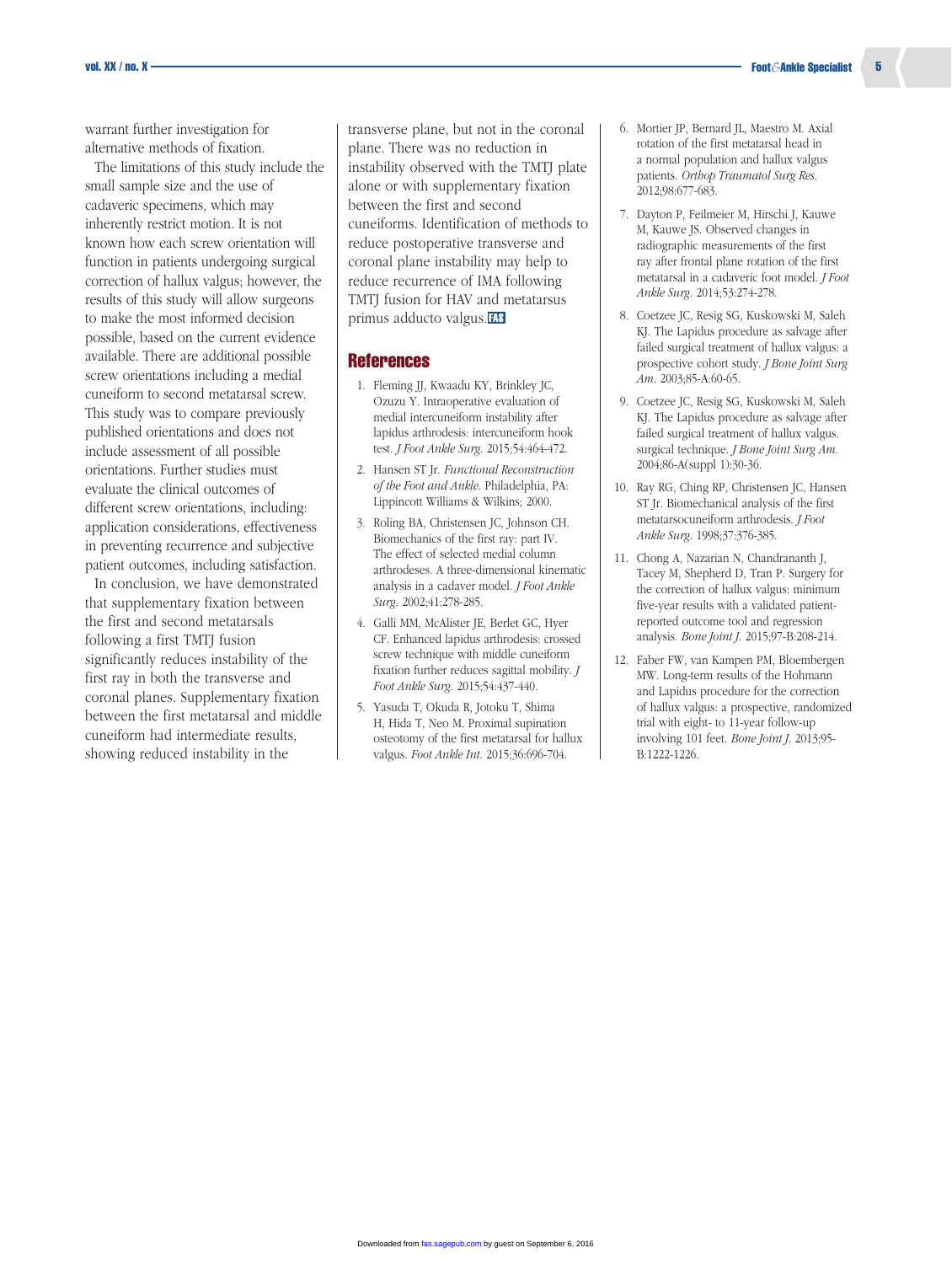warrant further investigation for alternative methods of fixation.

The limitations of this study include the small sample size and the use of cadaveric specimens, which may inherently restrict motion. It is not known how each screw orientation will function in patients undergoing surgical correction of hallux valgus; however, the results of this study will allow surgeons to make the most informed decision possible, based on the current evidence available. There are additional possible screw orientations including a medial cuneiform to second metatarsal screw. This study was to compare previously published orientations and does not include assessment of all possible orientations. Further studies must evaluate the clinical outcomes of different screw orientations, including: application considerations, effectiveness in preventing recurrence and subjective patient outcomes, including satisfaction.

In conclusion, we have demonstrated that supplementary fixation between the first and second metatarsals following a first TMTJ fusion significantly reduces instability of the first ray in both the transverse and coronal planes. Supplementary fixation between the first metatarsal and middle cuneiform had intermediate results, showing reduced instability in the transverse plane, but not in the coronal plane. There was no reduction in instability observed with the TMTJ plate alone or with supplementary fixation between the first and second cuneiforms. Identification of methods to reduce postoperative transverse and coronal plane instability may help to reduce recurrence of IMA following TMTJ fusion for HAV and metatarsus primus adducto valgus. FAS

## References

1. Fleming JJ, Kwaadu KY, Brinkley JC, Ozuzu Y. Intraoperative evaluation of medial intercuneiform instability after lapidus arthrodesis: intercuneiform hook test. *J Foot Ankle Surg.* 2015;54:464-472.
2. Hansen ST Jr. *Functional Reconstruction of the Foot and Ankle.* Philadelphia, PA: Lippincott Williams & Wilkins; 2000.
3. Roling BA, Christensen JC, Johnson CH. Biomechanics of the first ray: part IV. The effect of selected medial column arthrodeses. A three-dimensional kinematic analysis in a cadaver model. *J Foot Ankle Surg.* 2002;41:278-285.
4. Galli MM, McAlister JE, Berlet GC, Hyer CF. Enhanced lapidus arthrodesis: crossed screw technique with middle cuneiform fixation further reduces sagittal mobility. *J Foot Ankle Surg.* 2015;54:437-440.
5. Yasuda T, Okuda R, Jotoku T, Shima H, Hida T, Neo M. Proximal supination osteotomy of the first metatarsal for hallux valgus. *Foot Ankle Int.* 2015;36:696-704.
6. Mortier JP, Bernard JL, Maestro M. Axial rotation of the first metatarsal head in a normal population and hallux valgus patients. *Orthop Traumatol Surg Res.* 2012;98:677-683.
7. Dayton P, Feilmeier M, Hirschi J, Kauwe M, Kauwe JS. Observed changes in radiographic measurements of the first ray after frontal plane rotation of the first metatarsal in a cadaveric foot model. *J Foot Ankle Surg.* 2014;53:274-278.
8. Coetzee JC, Resig SG, Kuskowski M, Saleh KJ. The Lapidus procedure as salvage after failed surgical treatment of hallux valgus: a prospective cohort study. *J Bone Joint Surg Am.* 2003;85-A:60-65.
9. Coetzee JC, Resig SG, Kuskowski M, Saleh KJ. The Lapidus procedure as salvage after failed surgical treatment of hallux valgus. surgical technique. *J Bone Joint Surg Am.* 2004;86-A(suppl 1):30-36.
10. Ray RG, Ching RP, Christensen JC, Hansen ST Jr. Biomechanical analysis of the first metatarsocuneiform arthrodesis. *J Foot Ankle Surg.* 1998;37:376-385.
11. Chong A, Nazarian N, Chandrananth J, Tacey M, Shepherd D, Tran P. Surgery for the correction of hallux valgus: minimum five-year results with a validated patient-reported outcome tool and regression analysis. *Bone Joint J.* 2015;97-B:208-214.
12. Faber FW, van Kampen PM, Bloembergen MW. Long-term results of the Hohmann and Lapidus procedure for the correction of hallux valgus: a prospective, randomized trial with eight- to 11-year follow-up involving 101 feet. *Bone Joint J.* 2013;95-B:1222-1226.